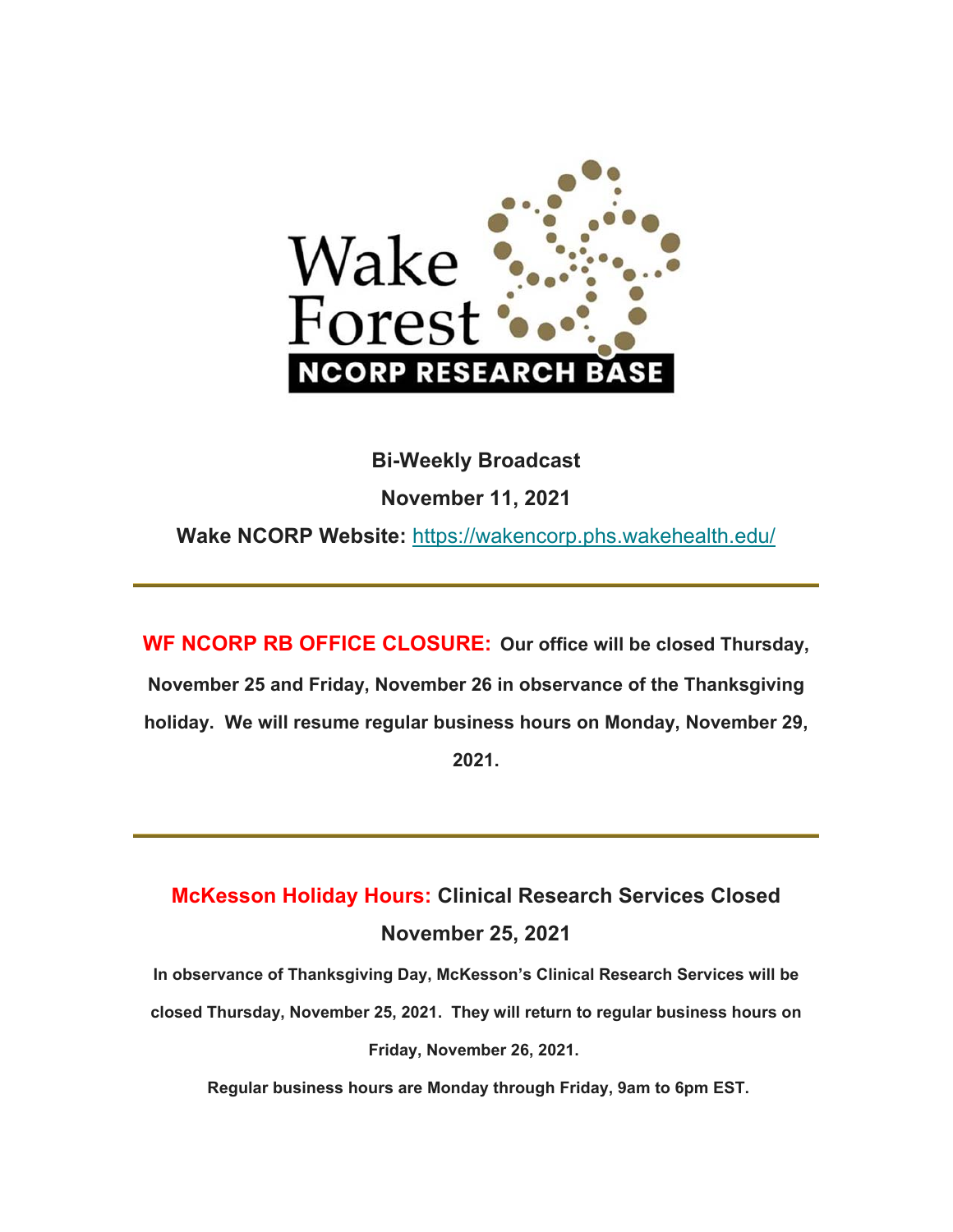Wake Forest NCORP RESEARCH BASE

**Bi-Weekly Broadcast**

**November 11, 2021**

**Wake NCORP Website:** https://wakencorp.phs.wakehealth.edu/

---

**WF NCORP RB OFFICE CLOSURE:** **Our office will be closed Thursday, November 25 and Friday, November 26 in observance of the Thanksgiving holiday. We will resume regular business hours on Monday, November 29, 2021.**

---

## McKesson Holiday Hours: Clinical Research Services Closed November 25, 2021

**In observance of Thanksgiving Day, McKesson's Clinical Research Services will be closed Thursday, November 25, 2021. They will return to regular business hours on Friday, November 26, 2021.**

**Regular business hours are Monday through Friday, 9am to 6pm EST.**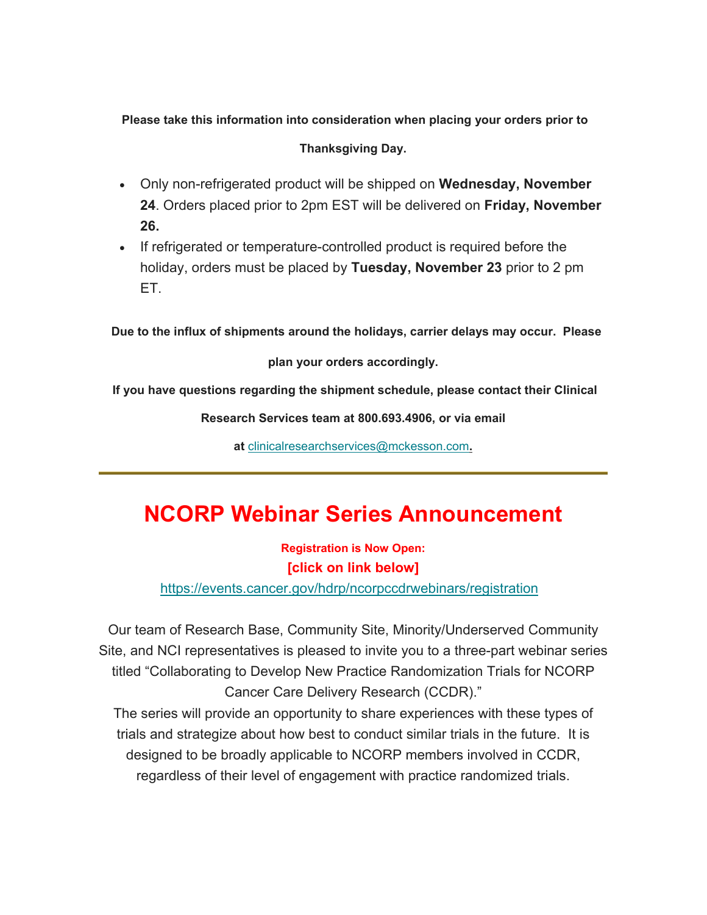**Please take this information into consideration when placing your orders prior to Thanksgiving Day.**

- Only non-refrigerated product will be shipped on **Wednesday, November 24**. Orders placed prior to 2pm EST will be delivered on **Friday, November 26.**
- If refrigerated or temperature-controlled product is required before the holiday, orders must be placed by **Tuesday, November 23** prior to 2 pm ET.

**Due to the influx of shipments around the holidays, carrier delays may occur. Please plan your orders accordingly.**

**If you have questions regarding the shipment schedule, please contact their Clinical Research Services team at 800.693.4906, or via email at** clinicalresearchservices@mckesson.com**.**

---

# NCORP Webinar Series Announcement

**Registration is Now Open:**

**[click on link below]**

https://events.cancer.gov/hdrp/ncorpccdrwebinars/registration

Our team of Research Base, Community Site, Minority/Underserved Community Site, and NCI representatives is pleased to invite you to a three-part webinar series titled "Collaborating to Develop New Practice Randomization Trials for NCORP Cancer Care Delivery Research (CCDR)."

The series will provide an opportunity to share experiences with these types of trials and strategize about how best to conduct similar trials in the future. It is designed to be broadly applicable to NCORP members involved in CCDR, regardless of their level of engagement with practice randomized trials.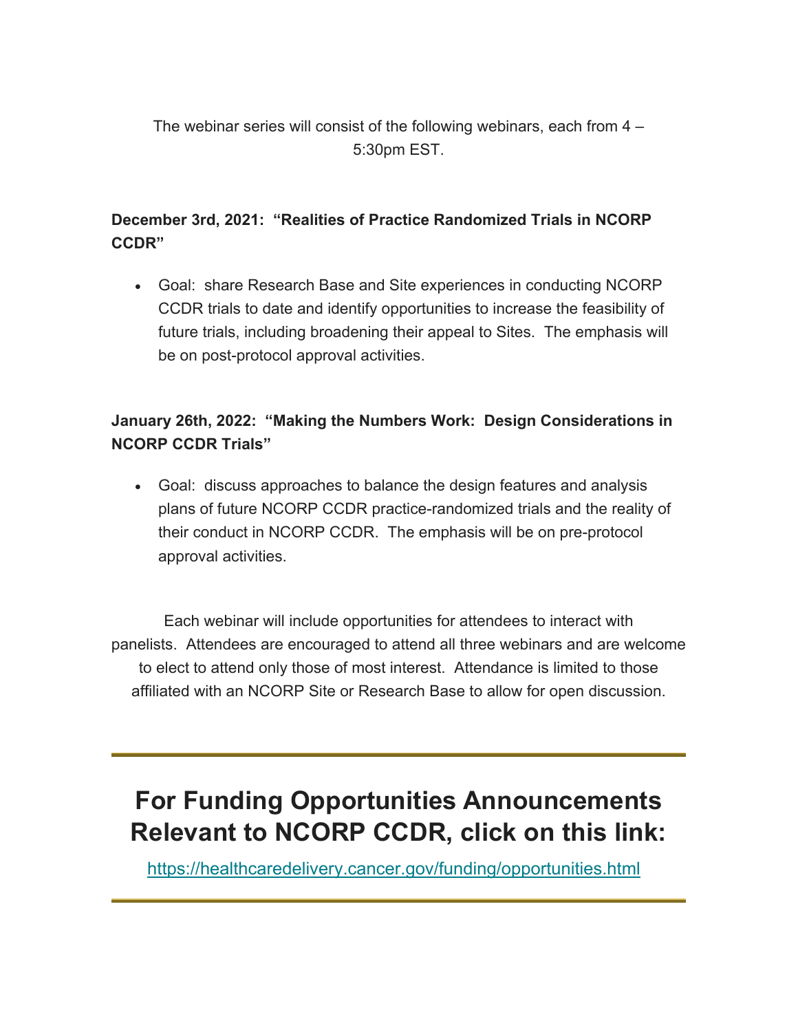The webinar series will consist of the following webinars, each from 4 – 5:30pm EST.

**December 3rd, 2021: "Realities of Practice Randomized Trials in NCORP CCDR"**

- Goal: share Research Base and Site experiences in conducting NCORP CCDR trials to date and identify opportunities to increase the feasibility of future trials, including broadening their appeal to Sites. The emphasis will be on post-protocol approval activities.

**January 26th, 2022: "Making the Numbers Work: Design Considerations in NCORP CCDR Trials"**

- Goal: discuss approaches to balance the design features and analysis plans of future NCORP CCDR practice-randomized trials and the reality of their conduct in NCORP CCDR. The emphasis will be on pre-protocol approval activities.

Each webinar will include opportunities for attendees to interact with panelists. Attendees are encouraged to attend all three webinars and are welcome to elect to attend only those of most interest. Attendance is limited to those affiliated with an NCORP Site or Research Base to allow for open discussion.

---

# For Funding Opportunities Announcements Relevant to NCORP CCDR, click on this link:

https://healthcaredelivery.cancer.gov/funding/opportunities.html

---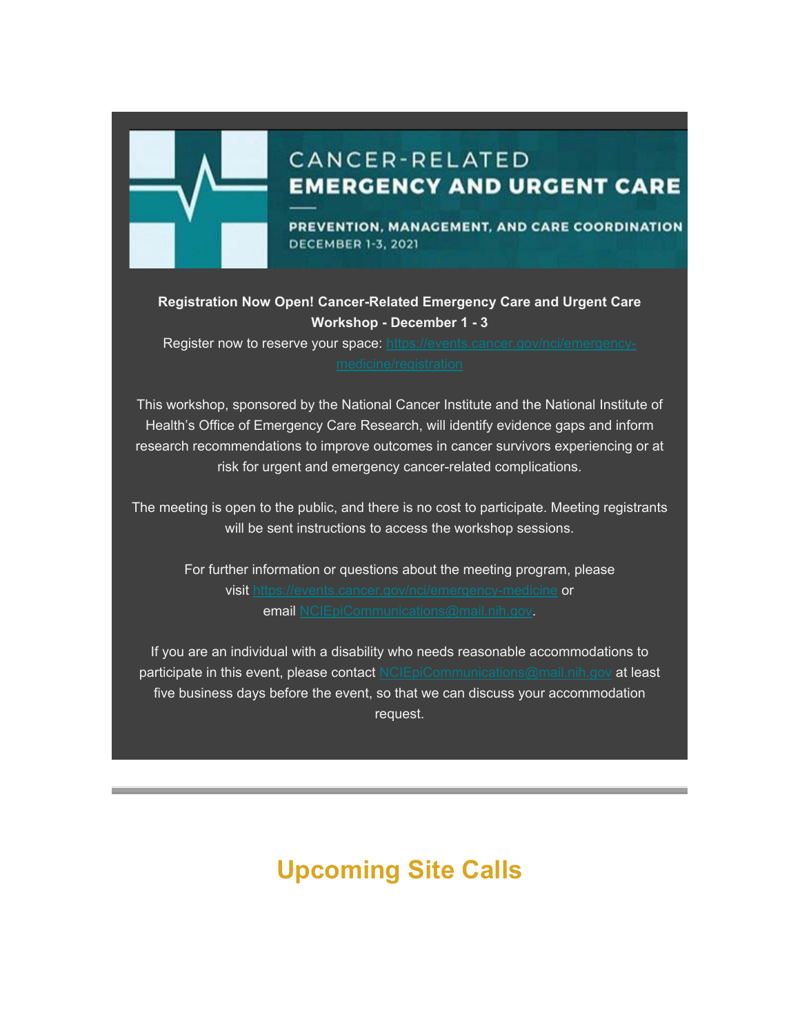CANCER-RELATED
**EMERGENCY AND URGENT CARE**

**PREVENTION, MANAGEMENT, AND CARE COORDINATION**
DECEMBER 1-3, 2021

**Registration Now Open! Cancer-Related Emergency Care and Urgent Care Workshop - December 1 - 3**

Register now to reserve your space: https://events.cancer.gov/nci/emergency-medicine/registration

This workshop, sponsored by the National Cancer Institute and the National Institute of Health's Office of Emergency Care Research, will identify evidence gaps and inform research recommendations to improve outcomes in cancer survivors experiencing or at risk for urgent and emergency cancer-related complications.

The meeting is open to the public, and there is no cost to participate. Meeting registrants will be sent instructions to access the workshop sessions.

For further information or questions about the meeting program, please visit https://events.cancer.gov/nci/emergency-medicine or email NCIEpiCommunications@mail.nih.gov.

If you are an individual with a disability who needs reasonable accommodations to participate in this event, please contact NCIEpiCommunications@mail.nih.gov at least five business days before the event, so that we can discuss your accommodation request.

---

## Upcoming Site Calls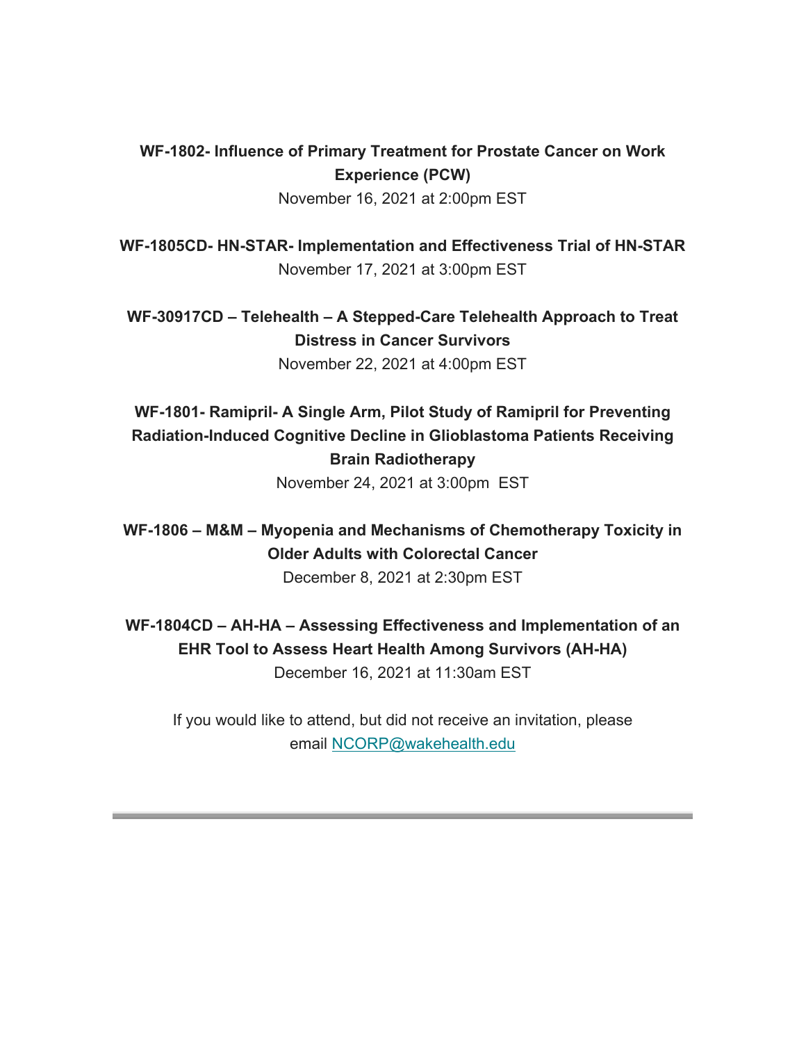**WF-1802- Influence of Primary Treatment for Prostate Cancer on Work Experience (PCW)**
November 16, 2021 at 2:00pm EST

**WF-1805CD- HN-STAR- Implementation and Effectiveness Trial of HN-STAR**
November 17, 2021 at 3:00pm EST

**WF-30917CD – Telehealth – A Stepped-Care Telehealth Approach to Treat Distress in Cancer Survivors**
November 22, 2021 at 4:00pm EST

**WF-1801- Ramipril- A Single Arm, Pilot Study of Ramipril for Preventing Radiation-Induced Cognitive Decline in Glioblastoma Patients Receiving Brain Radiotherapy**
November 24, 2021 at 3:00pm EST

**WF-1806 – M&M – Myopenia and Mechanisms of Chemotherapy Toxicity in Older Adults with Colorectal Cancer**
December 8, 2021 at 2:30pm EST

**WF-1804CD – AH-HA – Assessing Effectiveness and Implementation of an EHR Tool to Assess Heart Health Among Survivors (AH-HA)**
December 16, 2021 at 11:30am EST

If you would like to attend, but did not receive an invitation, please email [NCORP@wakehealth.edu](mailto:NCORP@wakehealth.edu)

---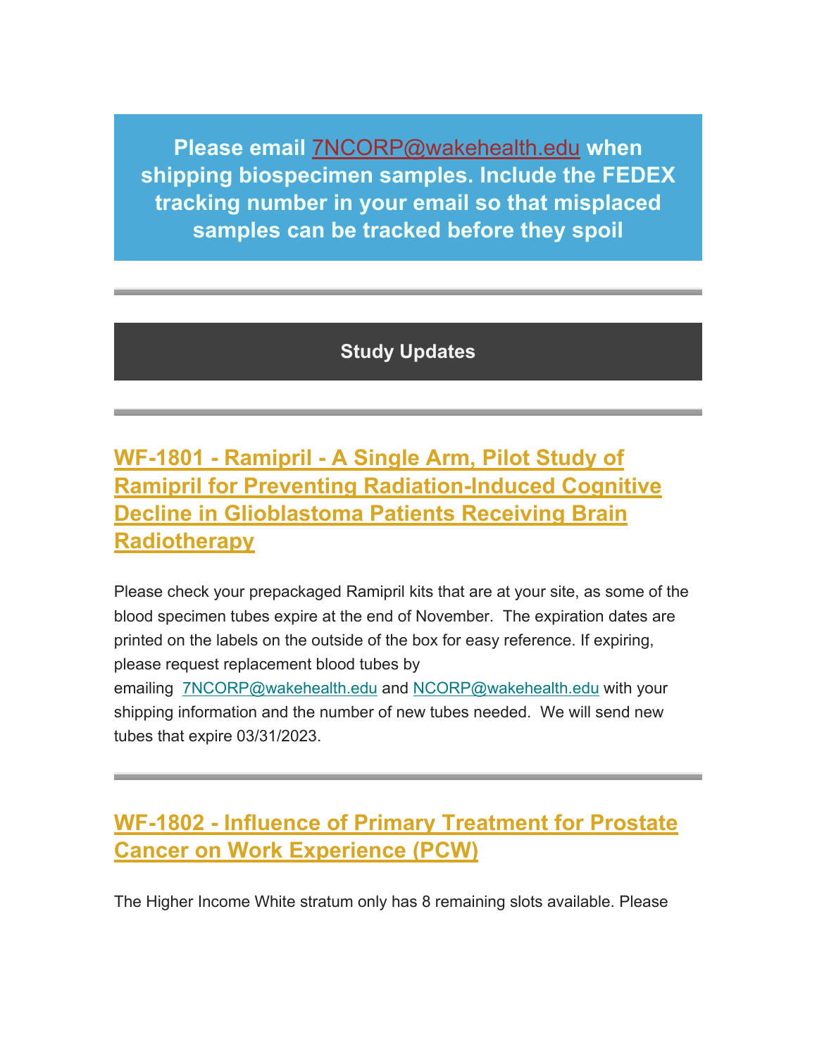**Please email 7NCORP@wakehealth.edu when shipping biospecimen samples. Include the FEDEX tracking number in your email so that misplaced samples can be tracked before they spoil**

---

## Study Updates

---

### WF-1801 - Ramipril - A Single Arm, Pilot Study of Ramipril for Preventing Radiation-Induced Cognitive Decline in Glioblastoma Patients Receiving Brain Radiotherapy

Please check your prepackaged Ramipril kits that are at your site, as some of the blood specimen tubes expire at the end of November. The expiration dates are printed on the labels on the outside of the box for easy reference. If expiring, please request replacement blood tubes by emailing 7NCORP@wakehealth.edu and NCORP@wakehealth.edu with your shipping information and the number of new tubes needed. We will send new tubes that expire 03/31/2023.

---

### WF-1802 - Influence of Primary Treatment for Prostate Cancer on Work Experience (PCW)

The Higher Income White stratum only has 8 remaining slots available. Please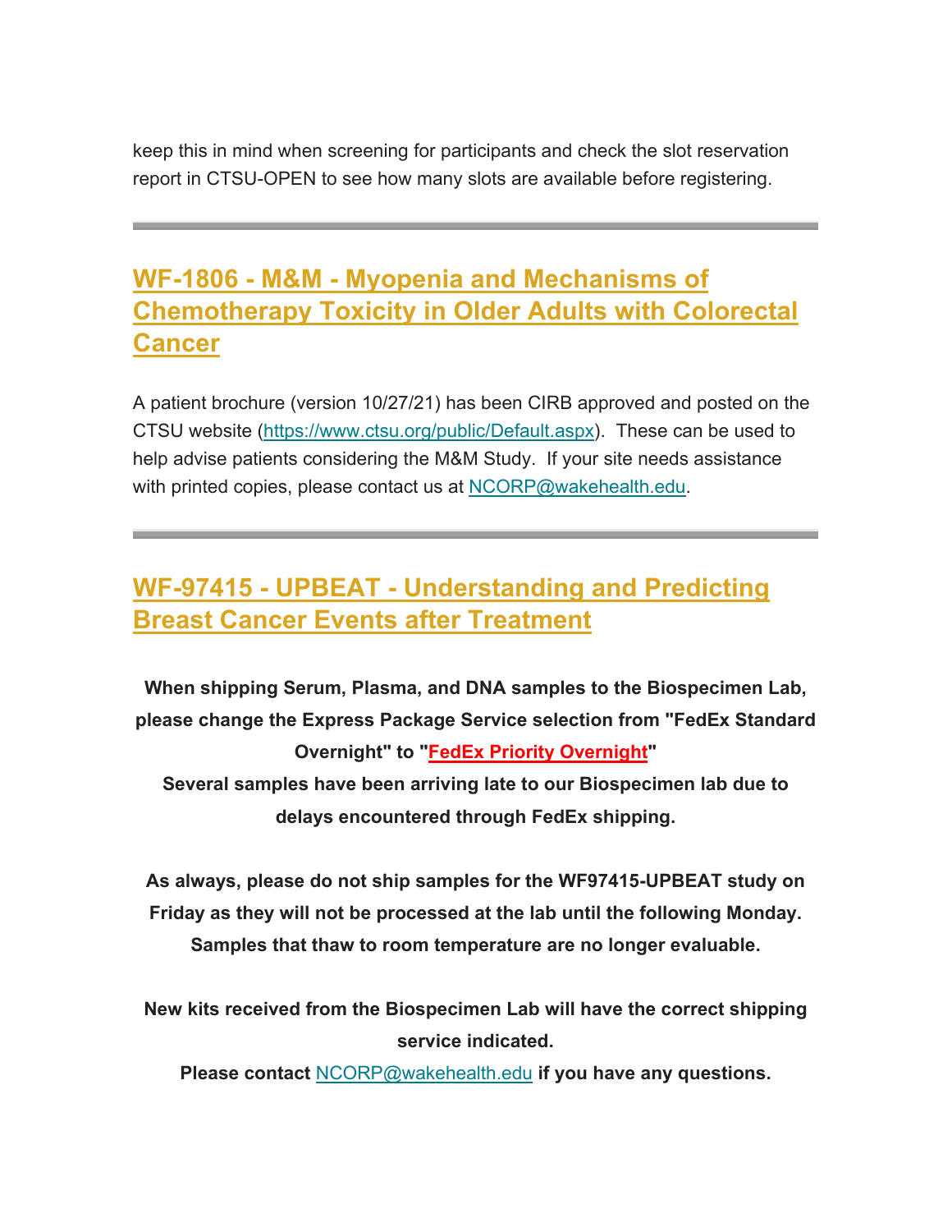keep this in mind when screening for participants and check the slot reservation report in CTSU-OPEN to see how many slots are available before registering.

---

## WF-1806 - M&M - Myopenia and Mechanisms of Chemotherapy Toxicity in Older Adults with Colorectal Cancer

A patient brochure (version 10/27/21) has been CIRB approved and posted on the CTSU website (https://www.ctsu.org/public/Default.aspx). These can be used to help advise patients considering the M&M Study. If your site needs assistance with printed copies, please contact us at NCORP@wakehealth.edu.

---

## WF-97415 - UPBEAT - Understanding and Predicting Breast Cancer Events after Treatment

**When shipping Serum, Plasma, and DNA samples to the Biospecimen Lab, please change the Express Package Service selection from "FedEx Standard Overnight" to "FedEx Priority Overnight"**
**Several samples have been arriving late to our Biospecimen lab due to delays encountered through FedEx shipping.**

**As always, please do not ship samples for the WF97415-UPBEAT study on Friday as they will not be processed at the lab until the following Monday. Samples that thaw to room temperature are no longer evaluable.**

**New kits received from the Biospecimen Lab will have the correct shipping service indicated.**
**Please contact NCORP@wakehealth.edu if you have any questions.**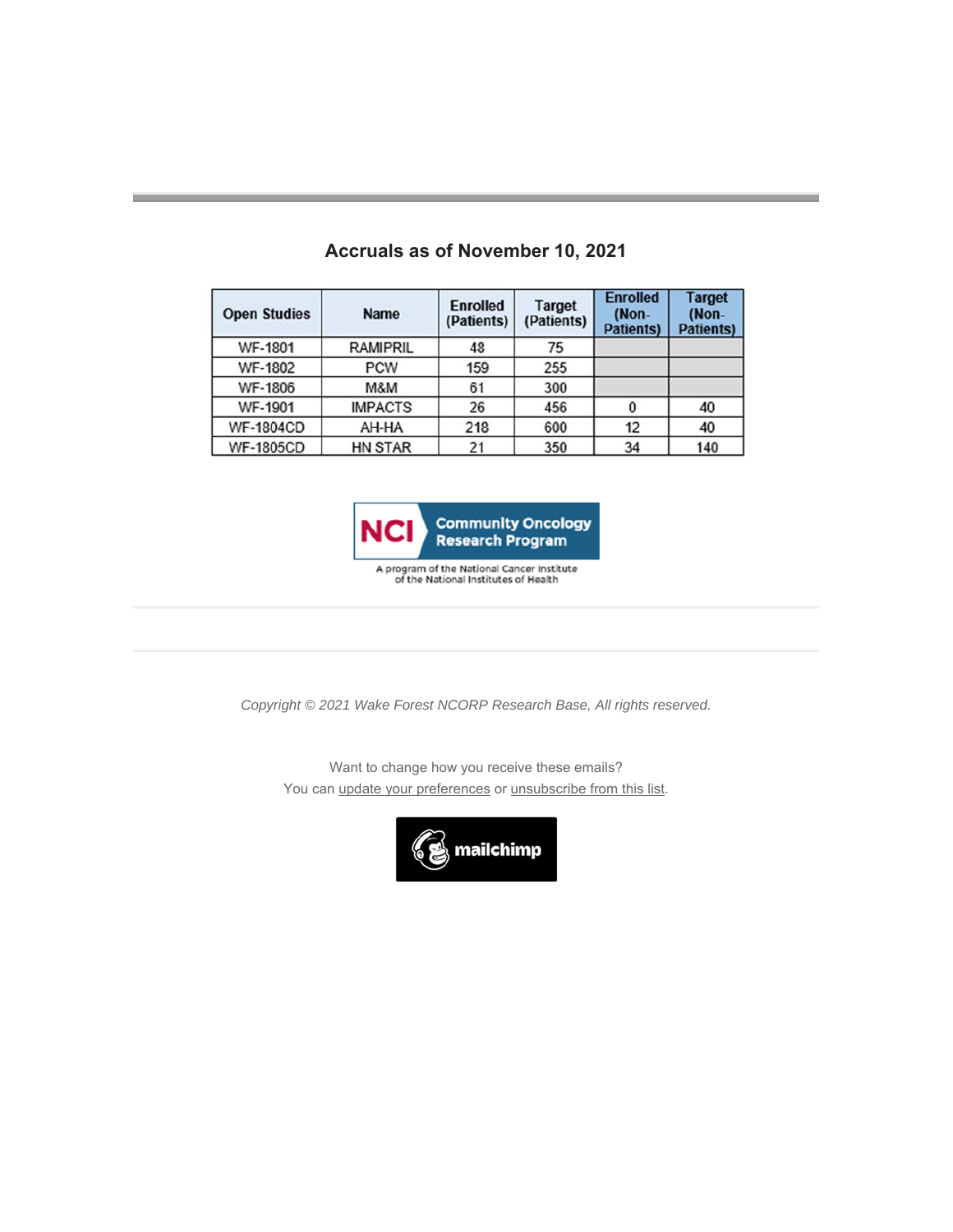## Accruals as of November 10, 2021

| Open Studies | Name | Enrolled (Patients) | Target (Patients) | Enrolled (Non-Patients) | Target (Non-Patients) |
|---|---|---|---|---|---|
| WF-1801 | RAMIPRIL | 48 | 75 | | |
| WF-1802 | PCW | 159 | 255 | | |
| WF-1806 | M&M | 61 | 300 | | |
| WF-1901 | IMPACTS | 26 | 456 | 0 | 40 |
| WF-1804CD | AH-HA | 218 | 600 | 12 | 40 |
| WF-1805CD | HN STAR | 21 | 350 | 34 | 140 |

NCI Community Oncology Research Program

A program of the National Cancer Institute of the National Institutes of Health

*Copyright © 2021 Wake Forest NCORP Research Base, All rights reserved.*

Want to change how you receive these emails?
You can update your preferences or unsubscribe from this list.

mailchimp